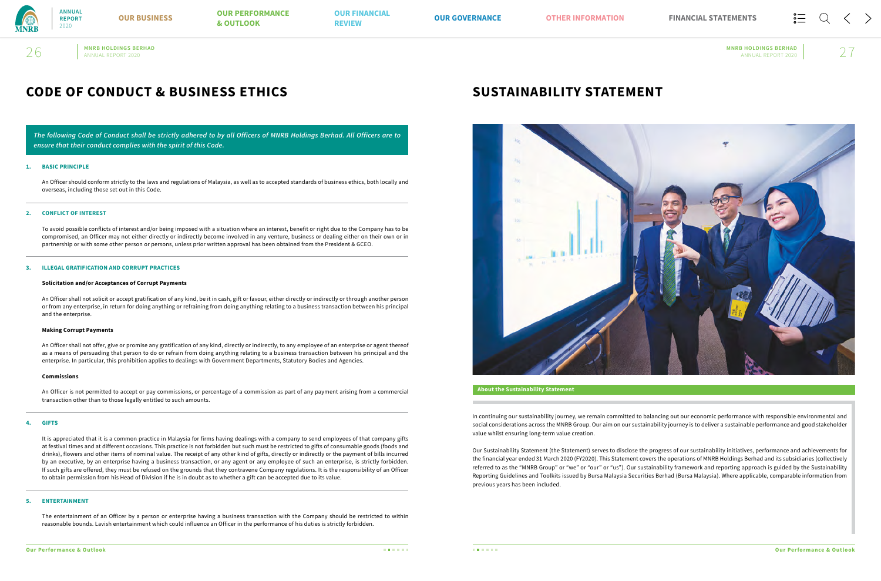# CODE OF CONDUCT & BUSINESS ETHICS

*The following Code of Conduct shall be strictly adhered to by all Officers of MNRB Holdings Berhad. All Officers are to ensure that their conduct complies with the spirit of this Code.*

## 1. BASIC PRINCIPLE

An Officer should conform strictly to the laws and regulations of Malaysia, as well as to accepted standards of business ethics, both locally and overseas, including those set out in this Code.

## 2. CONFLICT OF INTEREST

To avoid possible conflicts of interest and/or being imposed with a situation where an interest, benefit or right due to the Company has to be compromised, an Officer may not either directly or indirectly become involved in any venture, business or dealing either on their own or in partnership or with some other person or persons, unless prior written approval has been obtained from the President & GCEO.

## 3. ILLEGAL GRATIFICATION AND CORRUPT PRACTICES

**Solicitation and/or Acceptances of Corrupt Payments**

An Officer shall not solicit or accept gratification of any kind, be it in cash, gift or favour, either directly or indirectly or through another person or from any enterprise, in return for doing anything or refraining from doing anything relating to a business transaction between his principal and the enterprise.

**Making Corrupt Payments**

An Officer shall not offer, give or promise any gratification of any kind, directly or indirectly, to any employee of an enterprise or agent thereof as a means of persuading that person to do or refrain from doing anything relating to a business transaction between his principal and the enterprise. In particular, this prohibition applies to dealings with Government Departments, Statutory Bodies and Agencies.

**Commissions**

An Officer is not permitted to accept or pay commissions, or percentage of a commission as part of any payment arising from a commercial transaction other than to those legally entitled to such amounts.

## 4. GIFTS

It is appreciated that it is a common practice in Malaysia for firms having dealings with a company to send employees of that company gifts at festival times and at different occasions. This practice is not forbidden but such must be restricted to gifts of consumable goods (foods and drinks), flowers and other items of nominal value. The receipt of any other kind of gifts, directly or indirectly or the payment of bills incurred by an executive, by an enterprise having a business transaction, or any agent or any employee of such an enterprise, is strictly forbidden. If such gifts are offered, they must be refused on the grounds that they contravene Company regulations. It is the responsibility of an Officer to obtain permission from his Head of Division if he is in doubt as to whether a gift can be accepted due to its value.

## 5. ENTERTAINMENT

The entertainment of an Officer by a person or enterprise having a business transaction with the Company should be restricted to within reasonable bounds. Lavish entertainment which could influence an Officer in the performance of his duties is strictly forbidden.

# SUSTAINABILITY STATEMENT

**About the Sustainability Statement**

In continuing our sustainability journey, we remain committed to balancing out our economic performance with responsible environmental and social considerations across the MNRB Group. Our aim on our sustainability journey is to deliver a sustainable performance and good stakeholder value whilst ensuring long-term value creation.

Our Sustainability Statement (the Statement) serves to disclose the progress of our sustainability initiatives, performance and achievements for the financial year ended 31 March 2020 (FY2020). This Statement covers the operations of MNRB Holdings Berhad and its subsidiaries (collectively referred to as the "MNRB Group" or "we" or "our" or "us"). Our sustainability framework and reporting approach is guided by the Sustainability Reporting Guidelines and Toolkits issued by Bursa Malaysia Securities Berhad (Bursa Malaysia). Where applicable, comparable information from previous years has been included.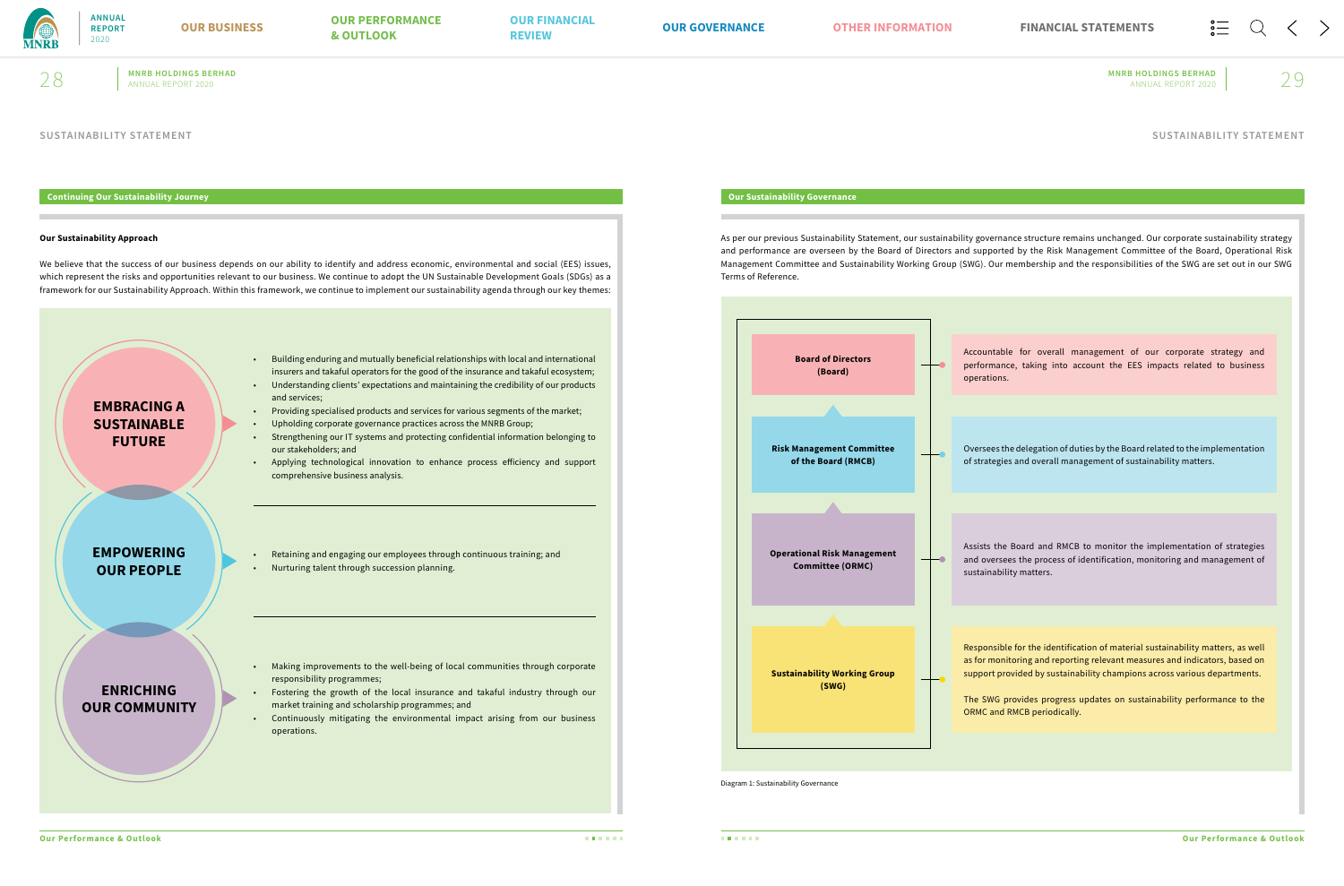# SUSTAINABILITY STATEMENT

## Continuing Our Sustainability Journey

### Our Sustainability Approach

We believe that the success of our business depends on our ability to identify and address economic, environmental and social (EES) issues, which represent the risks and opportunities relevant to our business. We continue to adopt the UN Sustainable Development Goals (SDGs) as a framework for our Sustainability Approach. Within this framework, we continue to implement our sustainability agenda through our key themes:

**EMBRACING A SUSTAINABLE FUTURE**

- Building enduring and mutually beneficial relationships with local and international insurers and takaful operators for the good of the insurance and takaful ecosystem;
- Understanding clients' expectations and maintaining the credibility of our products and services;
- Providing specialised products and services for various segments of the market;
- Upholding corporate governance practices across the MNRB Group;
- Strengthening our IT systems and protecting confidential information belonging to our stakeholders; and
- Applying technological innovation to enhance process efficiency and support comprehensive business analysis.

**EMPOWERING OUR PEOPLE**

- Retaining and engaging our employees through continuous training; and
- Nurturing talent through succession planning.

**ENRICHING OUR COMMUNITY**

- Making improvements to the well-being of local communities through corporate responsibility programmes;
- Fostering the growth of the local insurance and takaful industry through our market training and scholarship programmes; and
- Continuously mitigating the environmental impact arising from our business operations.

## Our Sustainability Governance

As per our previous Sustainability Statement, our sustainability governance structure remains unchanged. Our corporate sustainability strategy and performance are overseen by the Board of Directors and supported by the Risk Management Committee of the Board, Operational Risk Management Committee and Sustainability Working Group (SWG). Our membership and the responsibilities of the SWG are set out in our SWG Terms of Reference.

| Body | Responsibility |
|---|---|
| Board of Directors (Board) | Accountable for overall management of our corporate strategy and performance, taking into account the EES impacts related to business operations. |
| Risk Management Committee of the Board (RMCB) | Oversees the delegation of duties by the Board related to the implementation of strategies and overall management of sustainability matters. |
| Operational Risk Management Committee (ORMC) | Assists the Board and RMCB to monitor the implementation of strategies and oversees the process of identification, monitoring and management of sustainability matters. |
| Sustainability Working Group (SWG) | Responsible for the identification of material sustainability matters, as well as for monitoring and reporting relevant measures and indicators, based on support provided by sustainability champions across various departments. The SWG provides progress updates on sustainability performance to the ORMC and RMCB periodically. |

Diagram 1: Sustainability Governance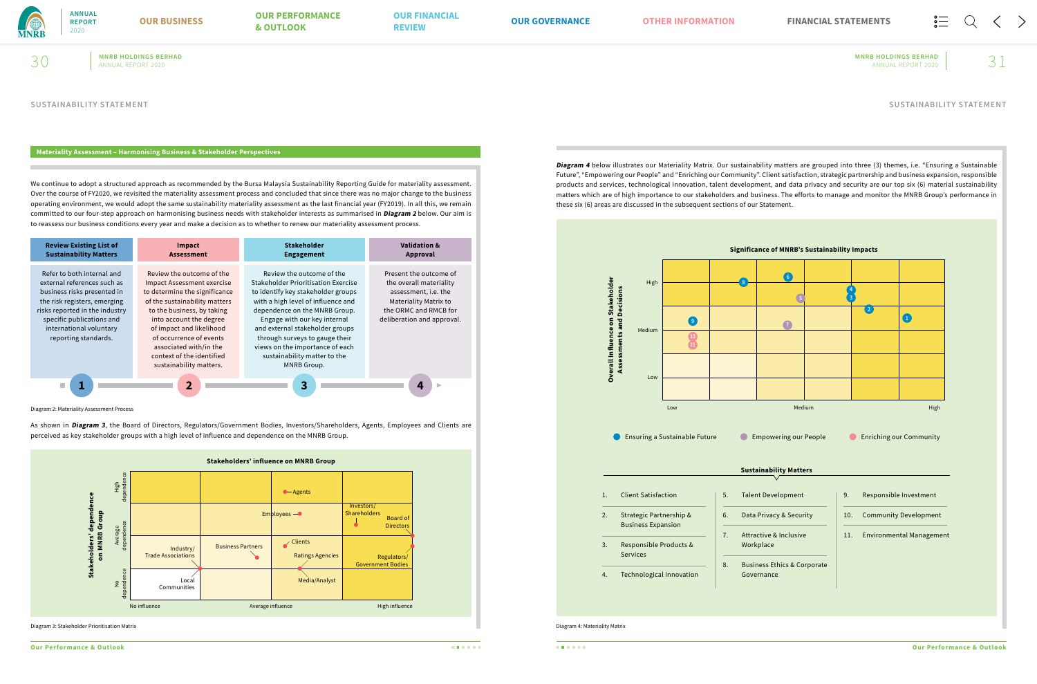SUSTAINABILITY STATEMENT

## Materiality Assessment – Harmonising Business & Stakeholder Perspectives

We continue to adopt a structured approach as recommended by the Bursa Malaysia Sustainability Reporting Guide for materiality assessment. Over the course of FY2020, we revisited the materiality assessment process and concluded that since there was no major change to the business operating environment, we would adopt the same sustainability materiality assessment as the last financial year (FY2019). In all this, we remain committed to our four-step approach on harmonising business needs with stakeholder interests as summarised in ***Diagram 2*** below. Our aim is to reassess our business conditions every year and make a decision as to whether to renew our materiality assessment process.

| 1. Review Existing List of Sustainability Matters | 2. Impact Assessment | 3. Stakeholder Engagement | 4. Validation & Approval |
|---|---|---|---|
| Refer to both internal and external references such as business risks presented in the risk registers, emerging risks reported in the industry specific publications and international voluntary reporting standards. | Review the outcome of the Impact Assessment exercise to determine the significance of the sustainability matters to the business, by taking into account the degree of impact and likelihood of occurrence of events associated with/in the context of the identified sustainability matters. | Review the outcome of the Stakeholder Prioritisation Exercise to identify key stakeholder groups with a high level of influence and dependence on the MNRB Group. Engage with our key internal and external stakeholder groups through surveys to gauge their views on the importance of each sustainability matter to the MNRB Group. | Present the outcome of the overall materiality assessment, i.e. the Materiality Matrix to the ORMC and RMCB for deliberation and approval. |

Diagram 2: Materiality Assessment Process

As shown in ***Diagram 3***, the Board of Directors, Regulators/Government Bodies, Investors/Shareholders, Agents, Employees and Clients are perceived as key stakeholder groups with a high level of influence and dependence on the MNRB Group.

**Stakeholders' influence on MNRB Group**

| Stakeholders' dependence on MNRB Group | No influence | | Average influence | High influence |
|---|---|---|---|---|
| High dependence | | | Agents | |
| Average dependence | | | Employees | Investors/Shareholders; Board of Directors |
| | Industry/Trade Associations | Business Partners | Clients; Ratings Agencies | Regulators/Government Bodies |
| No dependence | Local Communities | | Media/Analyst | |

Diagram 3: Stakeholder Prioritisation Matrix

***Diagram 4*** below illustrates our Materiality Matrix. Our sustainability matters are grouped into three (3) themes, i.e. "Ensuring a Sustainable Future", "Empowering our People" and "Enriching our Community". Client satisfaction, strategic partnership and business expansion, responsible products and services, technological innovation, talent development, and data privacy and security are our top six (6) material sustainability matters which are of high importance to our stakeholders and business. The efforts to manage and monitor the MNRB Group's performance in these six (6) areas are discussed in the subsequent sections of our Statement.

**Significance of MNRB's Sustainability Impacts**

| Overall Influence on Stakeholder Assessments and Decisions | Low | Medium | High |
|---|---|---|---|
| High | | 8, 6, 5 | 4, 3, 2, 1 |
| Medium | 9, 10, 11 | 7 | |
| Low | | | |

● Ensuring a Sustainable Future ● Empowering our People ● Enriching our Community

**Sustainability Matters**

1. Client Satisfaction
2. Strategic Partnership & Business Expansion
3. Responsible Products & Services
4. Technological Innovation
5. Talent Development
6. Data Privacy & Security
7. Attractive & Inclusive Workplace
8. Business Ethics & Corporate Governance
9. Responsible Investment
10. Community Development
11. Environmental Management

Diagram 4: Materiality Matrix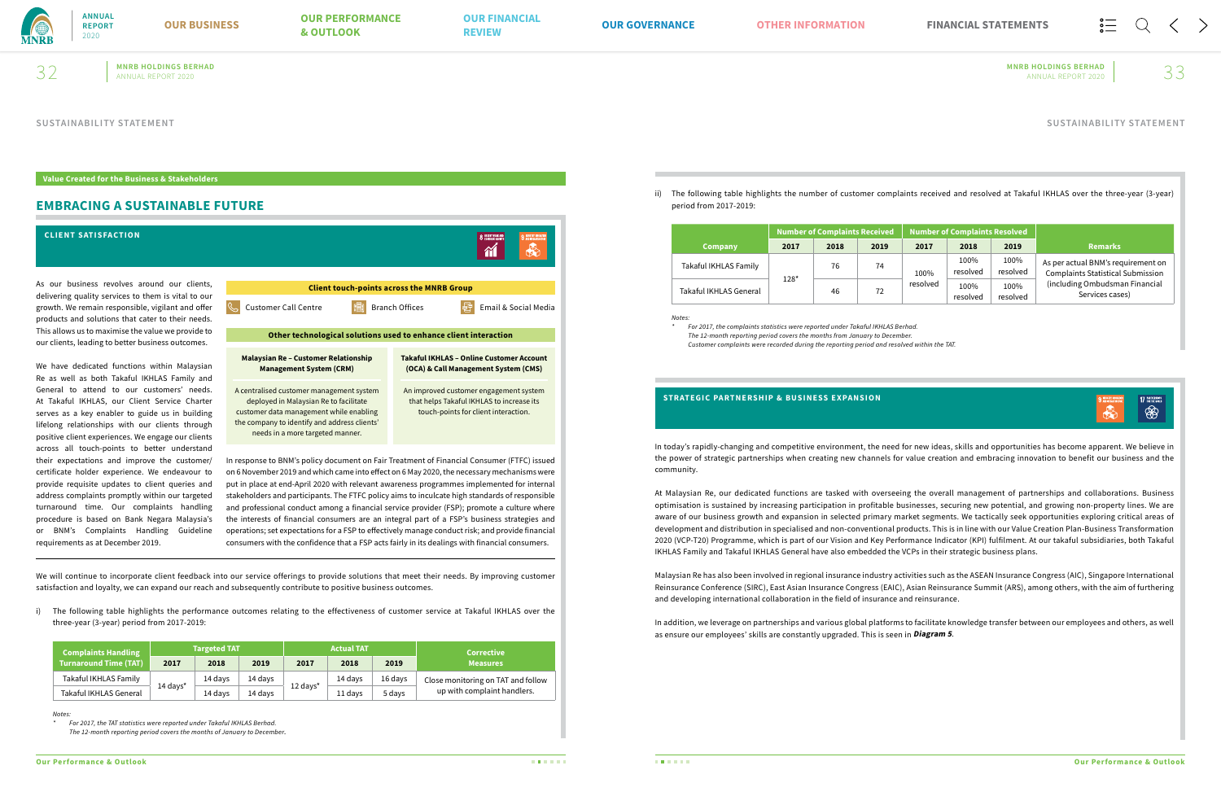SUSTAINABILITY STATEMENT

**Value Created for the Business & Stakeholders**

## EMBRACING A SUSTAINABLE FUTURE

### CLIENT SATISFACTION

As our business revolves around our clients, delivering quality services to them is vital to our growth. We remain responsible, vigilant and offer products and solutions that cater to their needs. This allows us to maximise the value we provide to our clients, leading to better business outcomes.

We have dedicated functions within Malaysian Re as well as both Takaful IKHLAS Family and General to attend to our customers' needs. At Takaful IKHLAS, our Client Service Charter serves as a key enabler to guide us in building lifelong relationships with our clients through positive client experiences. We engage our clients across all touch-points to better understand their expectations and improve the customer/ certificate holder experience. We endeavour to provide requisite updates to client queries and address complaints promptly within our targeted turnaround time. Our complaints handling procedure is based on Bank Negara Malaysia's or BNM's Complaints Handling Guideline requirements as at December 2019.

**Client touch-points across the MNRB Group**

- Customer Call Centre
- Branch Offices
- Email & Social Media

**Other technological solutions used to enhance client interaction**

| Malaysian Re – Customer Relationship Management System (CRM) | Takaful IKHLAS – Online Customer Account (OCA) & Call Management System (CMS) |
|---|---|
| A centralised customer management system deployed in Malaysian Re to facilitate customer data management while enabling the company to identify and address clients' needs in a more targeted manner. | An improved customer engagement system that helps Takaful IKHLAS to increase its touch-points for client interaction. |

In response to BNM's policy document on Fair Treatment of Financial Consumer (FTFC) issued on 6 November 2019 and which came into effect on 6 May 2020, the necessary mechanisms were put in place at end-April 2020 with relevant awareness programmes implemented for internal stakeholders and participants. The FTFC policy aims to inculcate high standards of responsible and professional conduct among a financial service provider (FSP); promote a culture where the interests of financial consumers are an integral part of a FSP's business strategies and operations; set expectations for a FSP to effectively manage conduct risk; and provide financial consumers with the confidence that a FSP acts fairly in its dealings with financial consumers.

We will continue to incorporate client feedback into our service offerings to provide solutions that meet their needs. By improving customer satisfaction and loyalty, we can expand our reach and subsequently contribute to positive business outcomes.

i) The following table highlights the performance outcomes relating to the effectiveness of customer service at Takaful IKHLAS over the three-year (3-year) period from 2017-2019:

| Complaints Handling Turnaround Time (TAT) | Targeted TAT | | | Actual TAT | | | Corrective Measures |
|---|---|---|---|---|---|---|---|
| | 2017 | 2018 | 2019 | 2017 | 2018 | 2019 | |
| Takaful IKHLAS Family | 14 days* | 14 days | 14 days | 12 days* | 14 days | 16 days | Close monitoring on TAT and follow up with complaint handlers. |
| Takaful IKHLAS General | | 14 days | 14 days | | 11 days | 5 days | |

*Notes:*

\* *For 2017, the TAT statistics were reported under Takaful IKHLAS Berhad.*
*The 12-month reporting period covers the months of January to December.*

ii) The following table highlights the number of customer complaints received and resolved at Takaful IKHLAS over the three-year (3-year) period from 2017-2019:

| Company | Number of Complaints Received | | | Number of Complaints Resolved | | | Remarks |
|---|---|---|---|---|---|---|---|
| | 2017 | 2018 | 2019 | 2017 | 2018 | 2019 | |
| Takaful IKHLAS Family | 128* | 76 | 74 | 100% resolved | 100% resolved | 100% resolved | As per actual BNM's requirement on Complaints Statistical Submission (including Ombudsman Financial Services cases) |
| Takaful IKHLAS General | | 46 | 72 | | 100% resolved | 100% resolved | |

*Notes:*

\* *For 2017, the complaints statistics were reported under Takaful IKHLAS Berhad.*
*The 12-month reporting period covers the months from January to December.*
*Customer complaints were recorded during the reporting period and resolved within the TAT.*

### STRATEGIC PARTNERSHIP & BUSINESS EXPANSION

In today's rapidly-changing and competitive environment, the need for new ideas, skills and opportunities has become apparent. We believe in the power of strategic partnerships when creating new channels for value creation and embracing innovation to benefit our business and the community.

At Malaysian Re, our dedicated functions are tasked with overseeing the overall management of partnerships and collaborations. Business optimisation is sustained by increasing participation in profitable businesses, securing new potential, and growing non-property lines. We are aware of our business growth and expansion in selected primary market segments. We tactically seek opportunities exploring critical areas of development and distribution in specialised and non-conventional products. This is in line with our Value Creation Plan-Business Transformation 2020 (VCP-T20) Programme, which is part of our Vision and Key Performance Indicator (KPI) fulfilment. At our takaful subsidiaries, both Takaful IKHLAS Family and Takaful IKHLAS General have also embedded the VCPs in their strategic business plans.

Malaysian Re has also been involved in regional insurance industry activities such as the ASEAN Insurance Congress (AIC), Singapore International Reinsurance Conference (SIRC), East Asian Insurance Congress (EAIC), Asian Reinsurance Summit (ARS), among others, with the aim of furthering and developing international collaboration in the field of insurance and reinsurance.

In addition, we leverage on partnerships and various global platforms to facilitate knowledge transfer between our employees and others, as well as ensure our employees' skills are constantly upgraded. This is seen in ***Diagram 5***.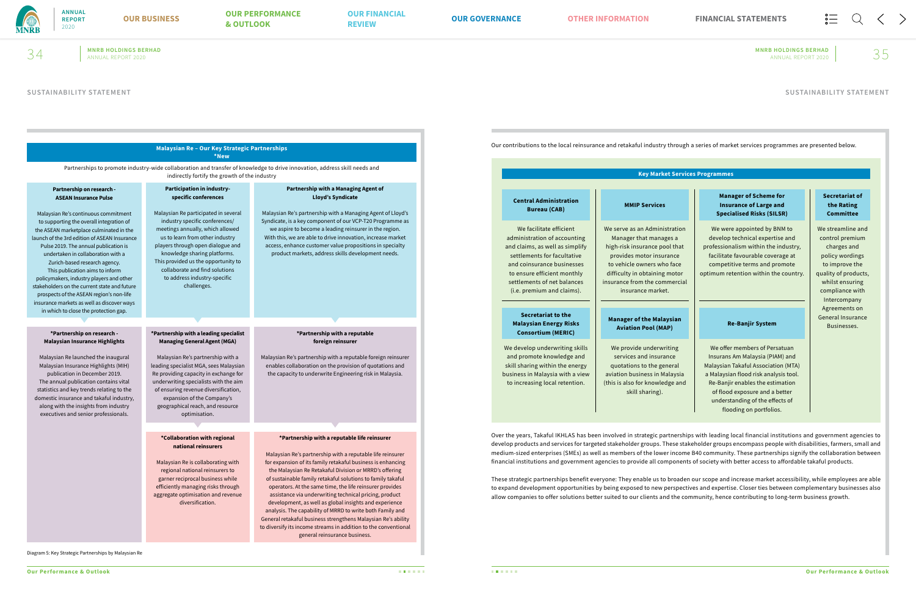SUSTAINABILITY STATEMENT

## Malaysian Re – Our Key Strategic Partnerships

*New

Partnerships to promote industry-wide collaboration and transfer of knowledge to drive innovation, address skill needs and indirectly fortify the growth of the industry

### Partnership on research - ASEAN Insurance Pulse

Malaysian Re's continuous commitment to supporting the overall integration of the ASEAN marketplace culminated in the launch of the 3rd edition of ASEAN Insurance Pulse 2019. The annual publication is undertaken in collaboration with a Zurich-based research agency. This publication aims to inform policymakers, industry players and other stakeholders on the current state and future prospects of the ASEAN region's non-life insurance markets as well as discover ways in which to close the protection gap.

### Participation in industry-specific conferences

Malaysian Re participated in several industry specific conferences/ meetings annually, which allowed us to learn from other industry players through open dialogue and knowledge sharing platforms. This provided us the opportunity to collaborate and find solutions to address industry-specific challenges.

### Partnership with a Managing Agent of Lloyd's Syndicate

Malaysian Re's partnership with a Managing Agent of Lloyd's Syndicate, is a key component of our VCP-T20 Programme as we aspire to become a leading reinsurer in the region. With this, we are able to drive innovation, increase market access, enhance customer value propositions in specialty product markets, address skills development needs.

### *Partnership on research - Malaysian Insurance Highlights

Malaysian Re launched the inaugural Malaysian Insurance Highlights (MIH) publication in December 2019. The annual publication contains vital statistics and key trends relating to the domestic insurance and takaful industry, along with the insights from industry executives and senior professionals.

### *Partnership with a leading specialist Managing General Agent (MGA)

Malaysian Re's partnership with a leading specialist MGA, sees Malaysian Re providing capacity in exchange for underwriting specialists with the aim of ensuring revenue diversification, expansion of the Company's geographical reach, and resource optimisation.

### *Partnership with a reputable foreign reinsurer

Malaysian Re's partnership with a reputable foreign reinsurer enables collaboration on the provision of quotations and the capacity to underwrite Engineering risk in Malaysia.

### *Collaboration with regional national reinsurers

Malaysian Re is collaborating with regional national reinsurers to garner reciprocal business while efficiently managing risks through aggregate optimisation and revenue diversification.

### *Partnership with a reputable life reinsurer

Malaysian Re's partnership with a reputable life reinsurer for expansion of its family retakaful business is enhancing the Malaysian Re Retakaful Division or MRRD's offering of sustainable family retakaful solutions to family takaful operators. At the same time, the life reinsurer provides assistance via underwriting technical pricing, product development, as well as global insights and experience analysis. The capability of MRRD to write both Family and General retakaful business strengthens Malaysian Re's ability to diversify its income streams in addition to the conventional general reinsurance business.

Diagram 5: Key Strategic Partnerships by Malaysian Re

Our contributions to the local reinsurance and retakaful industry through a series of market services programmes are presented below.

## Key Market Services Programmes

### Central Administration Bureau (CAB)

We facilitate efficient administration of accounting and claims, as well as simplify settlements for facultative and coinsurance businesses to ensure efficient monthly settlements of net balances (i.e. premium and claims).

### MMIP Services

We serve as an Administration Manager that manages a high-risk insurance pool that provides motor insurance to vehicle owners who face difficulty in obtaining motor insurance from the commercial insurance market.

### Manager of Scheme for Insurance of Large and Specialised Risks (SILSR)

We were appointed by BNM to develop technical expertise and professionalism within the industry, facilitate favourable coverage at competitive terms and promote optimum retention within the country.

### Secretariat of the Rating Committee

We streamline and control premium charges and policy wordings to improve the quality of products, whilst ensuring compliance with Intercompany Agreements on General Insurance Businesses.

### Secretariat to the Malaysian Energy Risks Consortium (MERIC)

We develop underwriting skills and promote knowledge and skill sharing within the energy business in Malaysia with a view to increasing local retention.

### Manager of the Malaysian Aviation Pool (MAP)

We provide underwriting services and insurance quotations to the general aviation business in Malaysia (this is also for knowledge and skill sharing).

### Re-Banjir System

We offer members of Persatuan Insurans Am Malaysia (PIAM) and Malaysian Takaful Association (MTA) a Malaysian flood risk analysis tool. Re-Banjir enables the estimation of flood exposure and a better understanding of the effects of flooding on portfolios.

Over the years, Takaful IKHLAS has been involved in strategic partnerships with leading local financial institutions and government agencies to develop products and services for targeted stakeholder groups. These stakeholder groups encompass people with disabilities, farmers, small and medium-sized enterprises (SMEs) as well as members of the lower income B40 community. These partnerships signify the collaboration between financial institutions and government agencies to provide all components of society with better access to affordable takaful products.

These strategic partnerships benefit everyone: They enable us to broaden our scope and increase market accessibility, while employees are able to expand development opportunities by being exposed to new perspectives and expertise. Closer ties between complementary businesses also allow companies to offer solutions better suited to our clients and the community, hence contributing to long-term business growth.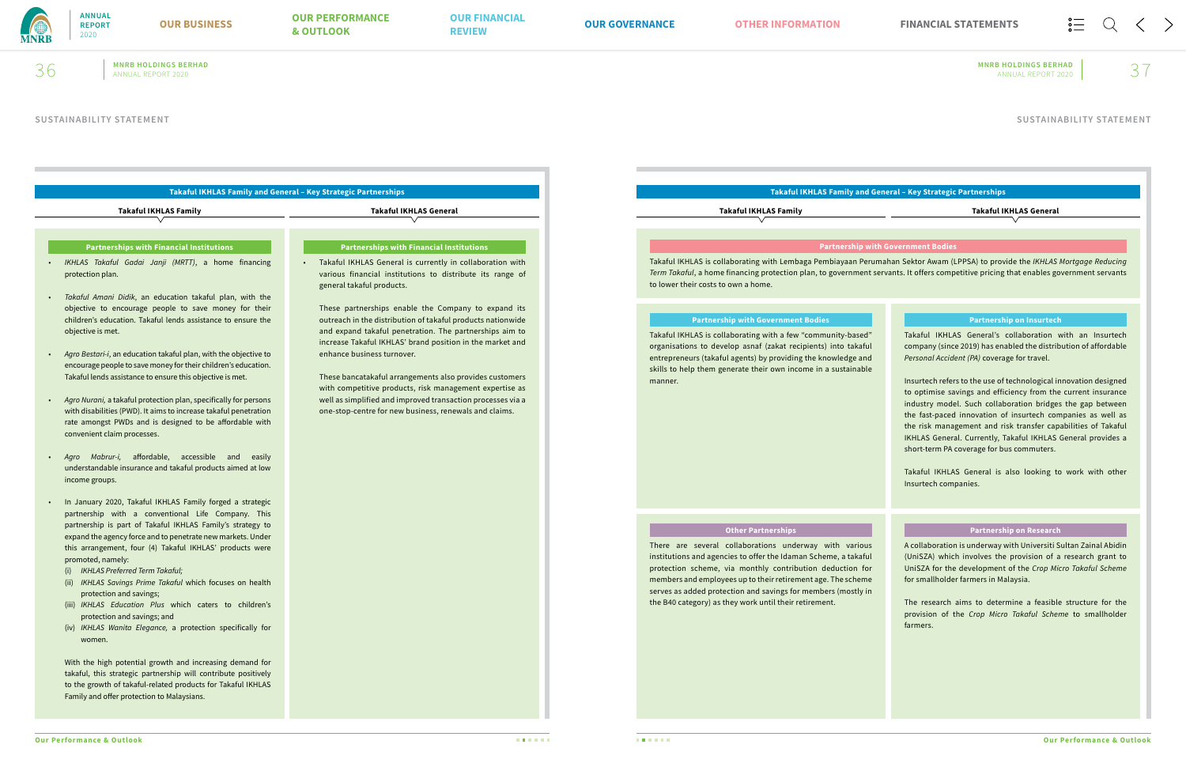SUSTAINABILITY STATEMENT

## Takaful IKHLAS Family and General – Key Strategic Partnerships

### Takaful IKHLAS Family

#### Partnerships with Financial Institutions

- *IKHLAS Takaful Gadai Janji (MRTT)*, a home financing protection plan.
- *Takaful Amani Didik*, an education takaful plan, with the objective to encourage people to save money for their children's education. Takaful lends assistance to ensure the objective is met.
- *Agro Bestari-i*, an education takaful plan, with the objective to encourage people to save money for their children's education. Takaful lends assistance to ensure this objective is met.
- *Agro Nurani*, a takaful protection plan, specifically for persons with disabilities (PWD). It aims to increase takaful penetration rate amongst PWDs and is designed to be affordable with convenient claim processes.
- *Agro Mabrur-i*, affordable, accessible and easily understandable insurance and takaful products aimed at low income groups.
- In January 2020, Takaful IKHLAS Family forged a strategic partnership with a conventional Life Company. This partnership is part of Takaful IKHLAS Family's strategy to expand the agency force and to penetrate new markets. Under this arrangement, four (4) Takaful IKHLAS' products were promoted, namely:
  - (i) *IKHLAS Preferred Term Takaful;*
  - (ii) *IKHLAS Savings Prime Takaful* which focuses on health protection and savings;
  - (iii) *IKHLAS Education Plus* which caters to children's protection and savings; and
  - (iv) *IKHLAS Wanita Elegance*, a protection specifically for women.

  With the high potential growth and increasing demand for takaful, this strategic partnership will contribute positively to the growth of takaful-related products for Takaful IKHLAS Family and offer protection to Malaysians.

### Takaful IKHLAS General

#### Partnerships with Financial Institutions

- Takaful IKHLAS General is currently in collaboration with various financial institutions to distribute its range of general takaful products.

  These partnerships enable the Company to expand its outreach in the distribution of takaful products nationwide and expand takaful penetration. The partnerships aim to increase Takaful IKHLAS' brand position in the market and enhance business turnover.

  These bancatakaful arrangements also provides customers with competitive products, risk management expertise as well as simplified and improved transaction processes via a one-stop-centre for new business, renewals and claims.

## Takaful IKHLAS Family and General – Key Strategic Partnerships

### Takaful IKHLAS Family

#### Partnership with Government Bodies

Takaful IKHLAS is collaborating with Lembaga Pembiayaan Perumahan Sektor Awam (LPPSA) to provide the *IKHLAS Mortgage Reducing Term Takaful*, a home financing protection plan, to government servants. It offers competitive pricing that enables government servants to lower their costs to own a home.

#### Partnership with Government Bodies

Takaful IKHLAS is collaborating with a few "community-based" organisations to develop asnaf (zakat recipients) into takaful entrepreneurs (takaful agents) by providing the knowledge and skills to help them generate their own income in a sustainable manner.

#### Other Partnerships

There are several collaborations underway with various institutions and agencies to offer the Idaman Scheme, a takaful protection scheme, via monthly contribution deduction for members and employees up to their retirement age. The scheme serves as added protection and savings for members (mostly in the B40 category) as they work until their retirement.

### Takaful IKHLAS General

#### Partnership on Insurtech

Takaful IKHLAS General's collaboration with an Insurtech company (since 2019) has enabled the distribution of affordable *Personal Accident (PA)* coverage for travel.

Insurtech refers to the use of technological innovation designed to optimise savings and efficiency from the current insurance industry model. Such collaboration bridges the gap between the fast-paced innovation of insurtech companies as well as the risk management and risk transfer capabilities of Takaful IKHLAS General. Currently, Takaful IKHLAS General provides a short-term PA coverage for bus commuters.

Takaful IKHLAS General is also looking to work with other Insurtech companies.

#### Partnership on Research

A collaboration is underway with Universiti Sultan Zainal Abidin (UniSZA) which involves the provision of a research grant to UniSZA for the development of the *Crop Micro Takaful Scheme* for smallholder farmers in Malaysia.

The research aims to determine a feasible structure for the provision of the *Crop Micro Takaful Scheme* to smallholder farmers.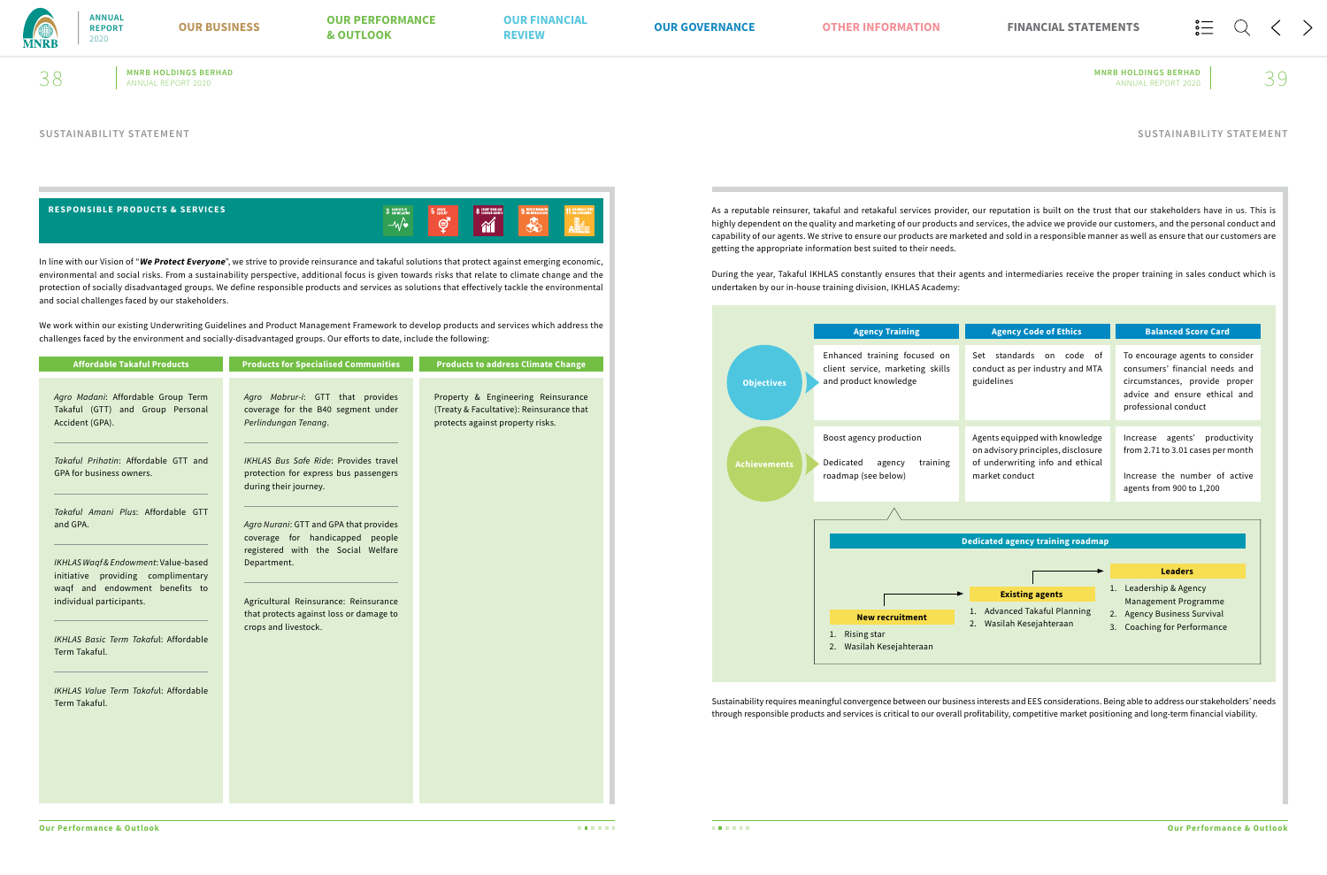SUSTAINABILITY STATEMENT

## RESPONSIBLE PRODUCTS & SERVICES

In line with our Vision of "***We Protect Everyone***", we strive to provide reinsurance and takaful solutions that protect against emerging economic, environmental and social risks. From a sustainability perspective, additional focus is given towards risks that relate to climate change and the protection of socially disadvantaged groups. We define responsible products and services as solutions that effectively tackle the environmental and social challenges faced by our stakeholders.

We work within our existing Underwriting Guidelines and Product Management Framework to develop products and services which address the challenges faced by the environment and socially-disadvantaged groups. Our efforts to date, include the following:

### Affordable Takaful Products

- *Agro Madani*: Affordable Group Term Takaful (GTT) and Group Personal Accident (GPA).
- *Takaful Prihatin*: Affordable GTT and GPA for business owners.
- *Takaful Amani Plus*: Affordable GTT and GPA.
- *IKHLAS Waqf & Endowment*: Value-based initiative providing complimentary waqf and endowment benefits to individual participants.
- *IKHLAS Basic Term Takaful*: Affordable Term Takaful.
- *IKHLAS Value Term Takaful*: Affordable Term Takaful.

### Products for Specialised Communities

- *Agro Mabrur-i*: GTT that provides coverage for the B40 segment under *Perlindungan Tenang*.
- *IKHLAS Bus Safe Ride*: Provides travel protection for express bus passengers during their journey.
- *Agro Nurani*: GTT and GPA that provides coverage for handicapped people registered with the Social Welfare Department.
- Agricultural Reinsurance: Reinsurance that protects against loss or damage to crops and livestock.

### Products to address Climate Change

- Property & Engineering Reinsurance (Treaty & Facultative): Reinsurance that protects against property risks.

As a reputable reinsurer, takaful and retakaful services provider, our reputation is built on the trust that our stakeholders have in us. This is highly dependent on the quality and marketing of our products and services, the advice we provide our customers, and the personal conduct and capability of our agents. We strive to ensure our products are marketed and sold in a responsible manner as well as ensure that our customers are getting the appropriate information best suited to their needs.

During the year, Takaful IKHLAS constantly ensures that their agents and intermediaries receive the proper training in sales conduct which is undertaken by our in-house training division, IKHLAS Academy:

| | Agency Training | Agency Code of Ethics | Balanced Score Card |
|---|---|---|---|
| Objectives | Enhanced training focused on client service, marketing skills and product knowledge | Set standards on code of conduct as per industry and MTA guidelines | To encourage agents to consider consumers' financial needs and circumstances, provide proper advice and ensure ethical and professional conduct |
| Achievements | Boost agency production<br><br>Dedicated agency training roadmap (see below) | Agents equipped with knowledge on advisory principles, disclosure of underwriting info and ethical market conduct | Increase agents' productivity from 2.71 to 3.01 cases per month<br><br>Increase the number of active agents from 900 to 1,200 |

**Dedicated agency training roadmap**

**New recruitment**
1. Rising star
2. Wasilah Kesejahteraan

**Existing agents**
1. Advanced Takaful Planning
2. Wasilah Kesejahteraan

**Leaders**
1. Leadership & Agency Management Programme
2. Agency Business Survival
3. Coaching for Performance

Sustainability requires meaningful convergence between our business interests and EES considerations. Being able to address our stakeholders' needs through responsible products and services is critical to our overall profitability, competitive market positioning and long-term financial viability.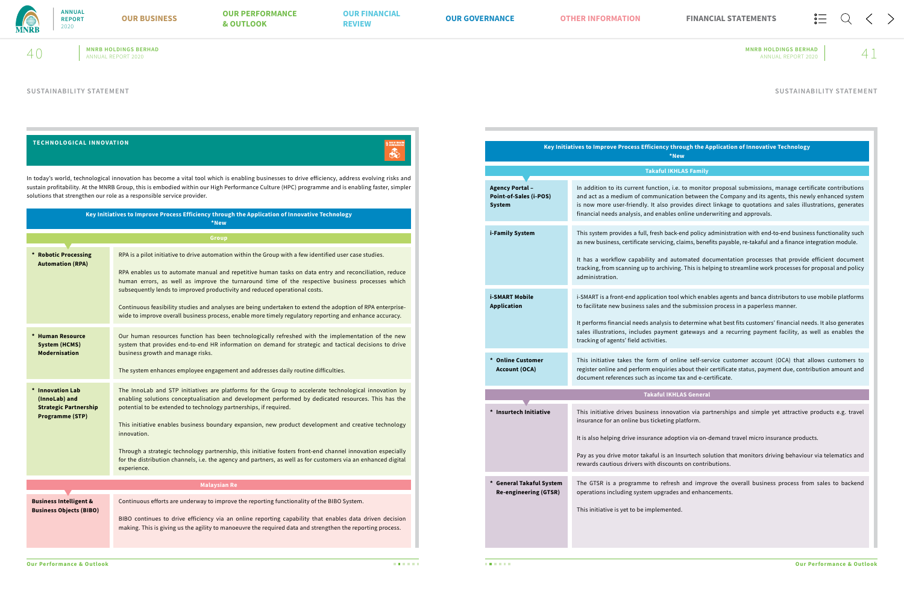## SUSTAINABILITY STATEMENT

### TECHNOLOGICAL INNOVATION

In today's world, technological innovation has become a vital tool which is enabling businesses to drive efficiency, address evolving risks and sustain profitability. At the MNRB Group, this is embodied within our High Performance Culture (HPC) programme and is enabling faster, simpler solutions that strengthen our role as a responsible service provider.

**Key Initiatives to Improve Process Efficiency through the Application of Innovative Technology**
*New

| Group | |
|---|---|
| * **Robotic Processing Automation (RPA)** | RPA is a pilot initiative to drive automation within the Group with a few identified user case studies.<br><br>RPA enables us to automate manual and repetitive human tasks on data entry and reconciliation, reduce human errors, as well as improve the turnaround time of the respective business processes which subsequently lends to improved productivity and reduced operational costs.<br><br>Continuous feasibility studies and analyses are being undertaken to extend the adoption of RPA enterprise-wide to improve overall business process, enable more timely regulatory reporting and enhance accuracy. |
| * **Human Resource System (HCMS) Modernisation** | Our human resources function has been technologically refreshed with the implementation of the new system that provides end-to-end HR information on demand for strategic and tactical decisions to drive business growth and manage risks.<br><br>The system enhances employee engagement and addresses daily routine difficulties. |
| * **Innovation Lab (InnoLab) and Strategic Partnership Programme (STP)** | The InnoLab and STP initiatives are platforms for the Group to accelerate technological innovation by enabling solutions conceptualisation and development performed by dedicated resources. This has the potential to be extended to technology partnerships, if required.<br><br>This initiative enables business boundary expansion, new product development and creative technology innovation.<br><br>Through a strategic technology partnership, this initiative fosters front-end channel innovation especially for the distribution channels, i.e. the agency and partners, as well as for customers via an enhanced digital experience. |

| Malaysian Re | |
|---|---|
| **Business Intelligent & Business Objects (BIBO)** | Continuous efforts are underway to improve the reporting functionality of the BIBO System.<br><br>BIBO continues to drive efficiency via an online reporting capability that enables data driven decision making. This is giving us the agility to manoeuvre the required data and strengthen the reporting process. |

**Key Initiatives to Improve Process Efficiency through the Application of Innovative Technology**
*New

| Takaful IKHLAS Family | |
|---|---|
| **Agency Portal – Point-of-Sales (i-POS) System** | In addition to its current function, i.e. to monitor proposal submissions, manage certificate contributions and act as a medium of communication between the Company and its agents, this newly enhanced system is now more user-friendly. It also provides direct linkage to quotations and sales illustrations, generates financial needs analysis, and enables online underwriting and approvals. |
| **i-Family System** | This system provides a full, fresh back-end policy administration with end-to-end business functionality such as new business, certificate servicing, claims, benefits payable, re-takaful and a finance integration module.<br><br>It has a workflow capability and automated documentation processes that provide efficient document tracking, from scanning up to archiving. This is helping to streamline work processes for proposal and policy administration. |
| **i-SMART Mobile Application** | i-SMART is a front-end application tool which enables agents and banca distributors to use mobile platforms to facilitate new business sales and the submission process in a paperless manner.<br><br>It performs financial needs analysis to determine what best fits customers' financial needs. It also generates sales illustrations, includes payment gateways and a recurring payment facility, as well as enables the tracking of agents' field activities. |
| * **Online Customer Account (OCA)** | This initiative takes the form of online self-service customer account (OCA) that allows customers to register online and perform enquiries about their certificate status, payment due, contribution amount and document references such as income tax and e-certificate. |

| Takaful IKHLAS General | |
|---|---|
| * **Insurtech Initiative** | This initiative drives business innovation via partnerships and simple yet attractive products e.g. travel insurance for an online bus ticketing platform.<br><br>It is also helping drive insurance adoption via on-demand travel micro insurance products.<br><br>Pay as you drive motor takaful is an Insurtech solution that monitors driving behaviour via telematics and rewards cautious drivers with discounts on contributions. |
| * **General Takaful System Re-engineering (GTSR)** | The GTSR is a programme to refresh and improve the overall business process from sales to backend operations including system upgrades and enhancements.<br><br>This initiative is yet to be implemented. |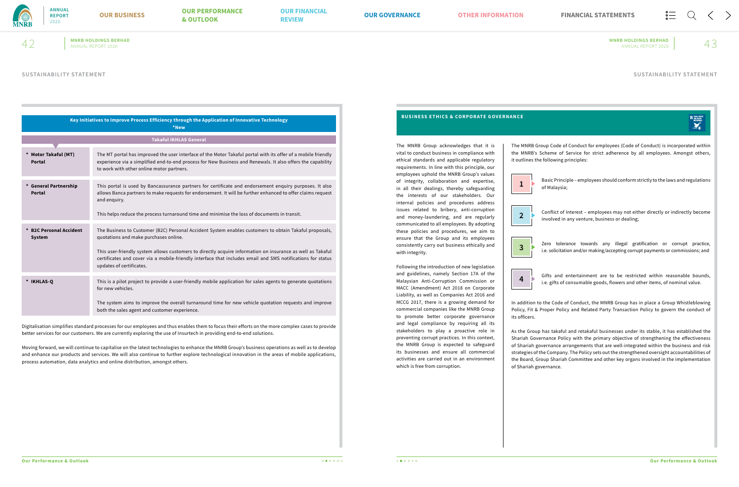SUSTAINABILITY STATEMENT

| Key Initiatives to Improve Process Efficiency through the Application of Innovative Technology *New | |
|---|---|
| **Takaful IKHLAS General** | |
| • **Motor Takaful (MT) Portal** | The MT portal has improved the user interface of the Motor Takaful portal with its offer of a mobile friendly experience via a simplified end-to-end process for New Business and Renewals. It also offers the capability to work with other online motor partners. |
| • **General Partnership Portal** | This portal is used by Bancassurance partners for certificate and endorsement enquiry purposes. It also allows Banca partners to make requests for endorsement. It will be further enhanced to offer claims request and enquiry.<br><br>This helps reduce the process turnaround time and minimise the loss of documents in transit. |
| • **B2C Personal Accident System** | The Business to Customer (B2C) Personal Accident System enables customers to obtain Takaful proposals, quotations and make purchases online.<br><br>This user-friendly system allows customers to directly acquire information on insurance as well as Takaful certificates and cover via a mobile-friendly interface that includes email and SMS notifications for status updates of certificates. |
| • **IKHLAS-Q** | This is a pilot project to provide a user-friendly mobile application for sales agents to generate quotations for new vehicles.<br><br>The system aims to improve the overall turnaround time for new vehicle quotation requests and improve both the sales agent and customer experience. |

Digitalisation simplifies standard processes for our employees and thus enables them to focus their efforts on the more complex cases to provide better services for our customers. We are currently exploring the use of Insurtech in providing end-to-end solutions.

Moving forward, we will continue to capitalise on the latest technologies to enhance the MNRB Group's business operations as well as to develop and enhance our products and services. We will also continue to further explore technological innovation in the areas of mobile applications, process automation, data analytics and online distribution, amongst others.

## BUSINESS ETHICS & CORPORATE GOVERNANCE

The MNRB Group acknowledges that it is vital to conduct business in compliance with ethical standards and applicable regulatory requirements. In line with this principle, our employees uphold the MNRB Group's values of integrity, collaboration and expertise, in all their dealings, thereby safeguarding the interests of our stakeholders. Our internal policies and procedures address issues related to bribery, anti-corruption and money-laundering, and are regularly communicated to all employees. By adopting these policies and procedures, we aim to ensure that the Group and its employees consistently carry out business ethically and with integrity.

Following the introduction of new legislation and guidelines, namely Section 17A of the Malaysian Anti-Corruption Commission or MACC (Amendment) Act 2018 on Corporate Liability, as well as Companies Act 2016 and MCCG 2017, there is a growing demand for commercial companies like the MNRB Group to promote better corporate governance and legal compliance by requiring all its stakeholders to play a proactive role in preventing corrupt practices. In this context, the MNRB Group is expected to safeguard its businesses and ensure all commercial activities are carried out in an environment which is free from corruption.

The MNRB Group Code of Conduct for employees (Code of Conduct) is incorporated within the MNRB's Scheme of Service for strict adherence by all employees. Amongst others, it outlines the following principles:

1. Basic Principle – employees should conform strictly to the laws and regulations of Malaysia;
2. Conflict of Interest – employees may not either directly or indirectly become involved in any venture, business or dealing;
3. Zero tolerance towards any illegal gratification or corrupt practice, i.e. solicitation and/or making/accepting corrupt payments or commissions; and
4. Gifts and entertainment are to be restricted within reasonable bounds, i.e. gifts of consumable goods, flowers and other items, of nominal value.

In addition to the Code of Conduct, the MNRB Group has in place a Group Whistleblowing Policy, Fit & Proper Policy and Related Party Transaction Policy to govern the conduct of its officers.

As the Group has takaful and retakaful businesses under its stable, it has established the Shariah Governance Policy with the primary objective of strengthening the effectiveness of Shariah governance arrangements that are well-integrated within the business and risk strategies of the Company. The Policy sets out the strengthened oversight accountabilities of the Board, Group Shariah Committee and other key organs involved in the implementation of Shariah governance.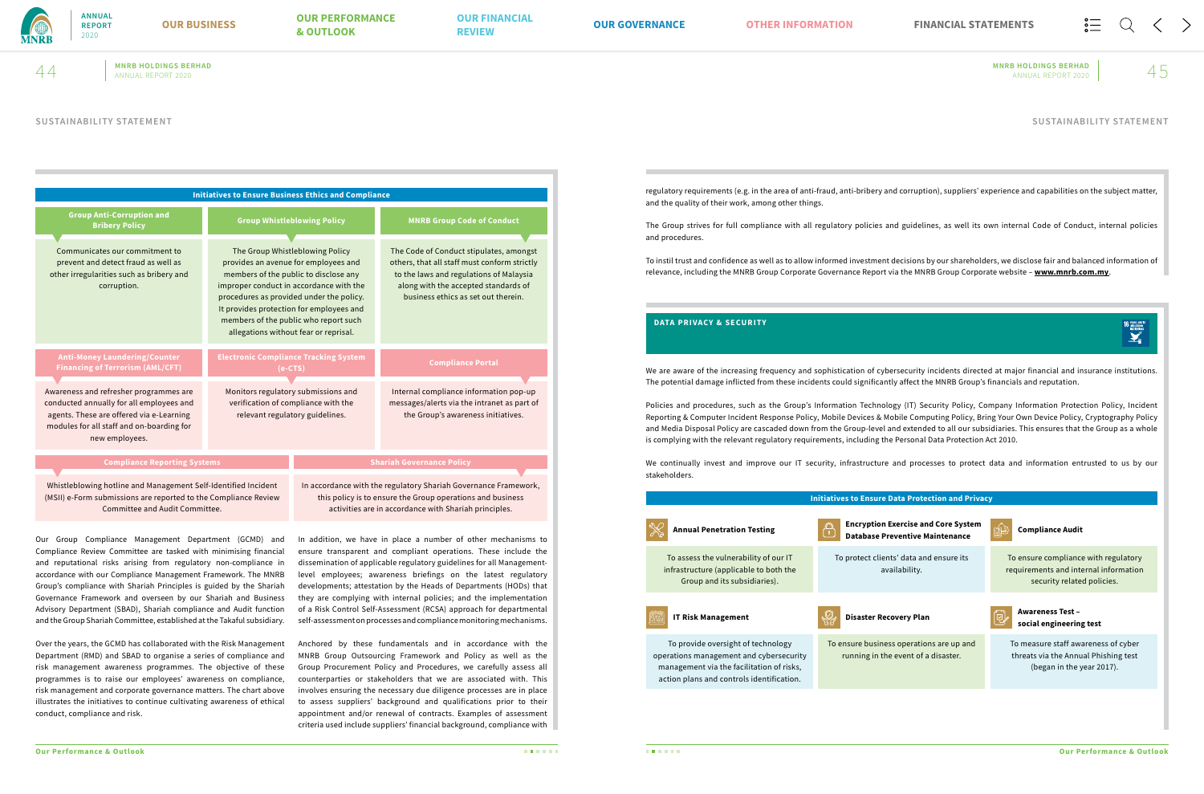## SUSTAINABILITY STATEMENT

### Initiatives to Ensure Business Ethics and Compliance

**Group Anti-Corruption and Bribery Policy**

Communicates our commitment to prevent and detect fraud as well as other irregularities such as bribery and corruption.

**Group Whistleblowing Policy**

The Group Whistleblowing Policy provides an avenue for employees and members of the public to disclose any improper conduct in accordance with the procedures as provided under the policy. It provides protection for employees and members of the public who report such allegations without fear or reprisal.

**MNRB Group Code of Conduct**

The Code of Conduct stipulates, amongst others, that all staff must conform strictly to the laws and regulations of Malaysia along with the accepted standards of business ethics as set out therein.

**Anti-Money Laundering/Counter Financing of Terrorism (AML/CFT)**

Awareness and refresher programmes are conducted annually for all employees and agents. These are offered via e-Learning modules for all staff and on-boarding for new employees.

**Electronic Compliance Tracking System (e-CTS)**

Monitors regulatory submissions and verification of compliance with the relevant regulatory guidelines.

**Compliance Portal**

Internal compliance information pop-up messages/alerts via the intranet as part of the Group's awareness initiatives.

**Compliance Reporting Systems**

Whistleblowing hotline and Management Self-Identified Incident (MSII) e-Form submissions are reported to the Compliance Review Committee and Audit Committee.

**Shariah Governance Policy**

In accordance with the regulatory Shariah Governance Framework, this policy is to ensure the Group operations and business activities are in accordance with Shariah principles.

Our Group Compliance Management Department (GCMD) and Compliance Review Committee are tasked with minimising financial and reputational risks arising from regulatory non-compliance in accordance with our Compliance Management Framework. The MNRB Group's compliance with Shariah Principles is guided by the Shariah Governance Framework and overseen by our Shariah and Business Advisory Department (SBAD), Shariah compliance and Audit function and the Group Shariah Committee, established at the Takaful subsidiary.

Over the years, the GCMD has collaborated with the Risk Management Department (RMD) and SBAD to organise a series of compliance and risk management awareness programmes. The objective of these programmes is to raise our employees' awareness on compliance, risk management and corporate governance matters. The chart above illustrates the initiatives to continue cultivating awareness of ethical conduct, compliance and risk.

In addition, we have in place a number of other mechanisms to ensure transparent and compliant operations. These include the dissemination of applicable regulatory guidelines for all Management-level employees; awareness briefings on the latest regulatory developments; attestation by the Heads of Departments (HODs) that they are complying with internal policies; and the implementation of a Risk Control Self-Assessment (RCSA) approach for departmental self-assessment on processes and compliance monitoring mechanisms.

Anchored by these fundamentals and in accordance with the MNRB Group Outsourcing Framework and Policy as well as the Group Procurement Policy and Procedures, we carefully assess all counterparties or stakeholders that we are associated with. This involves ensuring the necessary due diligence processes are in place to assess suppliers' background and qualifications prior to their appointment and/or renewal of contracts. Examples of assessment criteria used include suppliers' financial background, compliance with regulatory requirements (e.g. in the area of anti-fraud, anti-bribery and corruption), suppliers' experience and capabilities on the subject matter, and the quality of their work, among other things.

The Group strives for full compliance with all regulatory policies and guidelines, as well as its own internal Code of Conduct, internal policies and procedures.

To instil trust and confidence as well as to allow informed investment decisions by our shareholders, we disclose fair and balanced information of relevance, including the MNRB Group Corporate Governance Report via the MNRB Group Corporate website – **www.mnrb.com.my**.

## DATA PRIVACY & SECURITY

We are aware of the increasing frequency and sophistication of cybersecurity incidents directed at major financial and insurance institutions. The potential damage inflicted from these incidents could significantly affect the MNRB Group's financials and reputation.

Policies and procedures, such as the Group's Information Technology (IT) Security Policy, Company Information Protection Policy, Incident Reporting & Computer Incident Response Policy, Mobile Devices & Mobile Computing Policy, Bring Your Own Device Policy, Cryptography Policy and Media Disposal Policy are cascaded down from the Group-level and extended to all our subsidiaries. This ensures that the Group as a whole is complying with the relevant regulatory requirements, including the Personal Data Protection Act 2010.

We continually invest and improve our IT security, infrastructure and processes to protect data and information entrusted to us by our stakeholders.

### Initiatives to Ensure Data Protection and Privacy

**Annual Penetration Testing**

To assess the vulnerability of our IT infrastructure (applicable to both the Group and its subsidiaries).

**Encryption Exercise and Core System Database Preventive Maintenance**

To protect clients' data and ensure its availability.

**Compliance Audit**

To ensure compliance with regulatory requirements and internal information security related policies.

**IT Risk Management**

To provide oversight of technology operations management and cybersecurity management via the facilitation of risks, action plans and controls identification.

**Disaster Recovery Plan**

To ensure business operations are up and running in the event of a disaster.

**Awareness Test – social engineering test**

To measure staff awareness of cyber threats via the Annual Phishing test (began in the year 2017).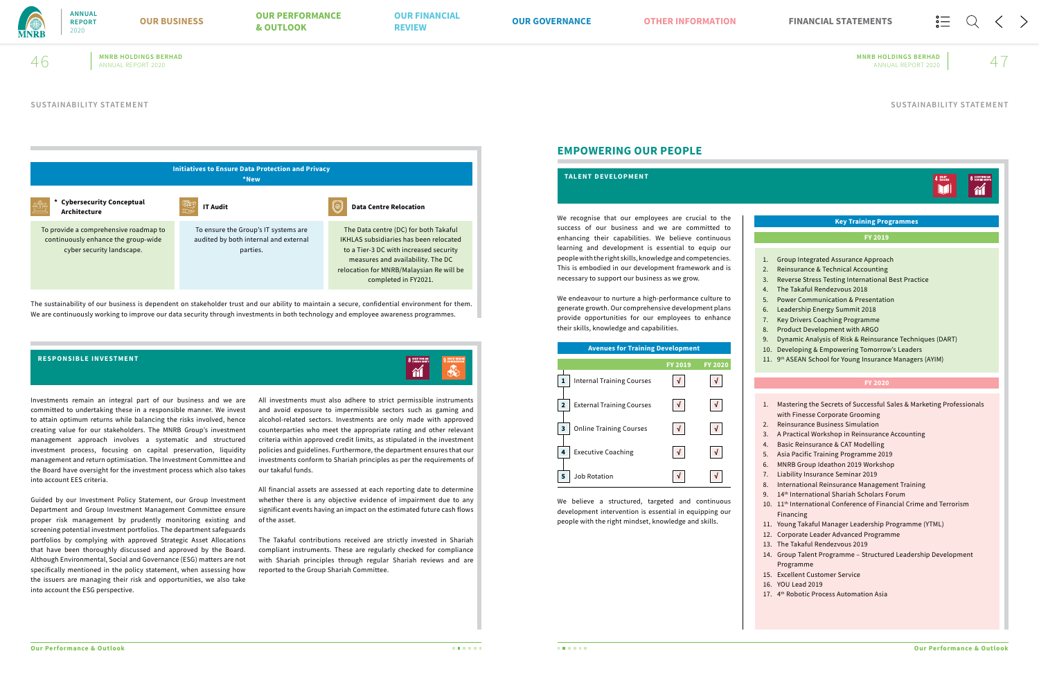SUSTAINABILITY STATEMENT

**Initiatives to Ensure Data Protection and Privacy**
*New

| * Cybersecurity Conceptual Architecture | IT Audit | Data Centre Relocation |
|---|---|---|
| To provide a comprehensive roadmap to continuously enhance the group-wide cyber security landscape. | To ensure the Group's IT systems are audited by both internal and external parties. | The Data centre (DC) for both Takaful IKHLAS subsidiaries has been relocated to a Tier-3 DC with increased security measures and availability. The DC relocation for MNRB/Malaysian Re will be completed in FY2021. |

The sustainability of our business is dependent on stakeholder trust and our ability to maintain a secure, confidential environment for them. We are continuously working to improve our data security through investments in both technology and employee awareness programmes.

## RESPONSIBLE INVESTMENT

Investments remain an integral part of our business and we are committed to undertaking these in a responsible manner. We invest to attain optimum returns while balancing the risks involved, hence creating value for our stakeholders. The MNRB Group's investment management approach involves a systematic and structured investment process, focusing on capital preservation, liquidity management and return optimisation. The Investment Committee and the Board have oversight for the investment process which also takes into account EES criteria.

Guided by our Investment Policy Statement, our Group Investment Department and Group Investment Management Committee ensure proper risk management by prudently monitoring existing and screening potential investment portfolios. The department safeguards portfolios by complying with approved Strategic Asset Allocations that have been thoroughly discussed and approved by the Board. Although Environmental, Social and Governance (ESG) matters are not specifically mentioned in the policy statement, when assessing how the issuers are managing their risk and opportunities, we also take into account the ESG perspective.

All investments must also adhere to strict permissible instruments and avoid exposure to impermissible sectors such as gaming and alcohol-related sectors. Investments are only made with approved counterparties who meet the appropriate rating and other relevant criteria within approved credit limits, as stipulated in the investment policies and guidelines. Furthermore, the department ensures that our investments conform to Shariah principles as per the requirements of our takaful funds.

All financial assets are assessed at each reporting date to determine whether there is any objective evidence of impairment due to any significant events having an impact on the estimated future cash flows of the asset.

The Takaful contributions received are strictly invested in Shariah compliant instruments. These are regularly checked for compliance with Shariah principles through regular Shariah reviews and are reported to the Group Shariah Committee.

# EMPOWERING OUR PEOPLE

## TALENT DEVELOPMENT

We recognise that our employees are crucial to the success of our business and we are committed to enhancing their capabilities. We believe continuous learning and development is essential to equip our people with the right skills, knowledge and competencies. This is embodied in our development framework and is necessary to support our business as we grow.

We endeavour to nurture a high-performance culture to generate growth. Our comprehensive development plans provide opportunities for our employees to enhance their skills, knowledge and capabilities.

**Avenues for Training Development**

| | | FY 2019 | FY 2020 |
|---|---|---|---|
| 1 | Internal Training Courses | √ | √ |
| 2 | External Training Courses | √ | √ |
| 3 | Online Training Courses | √ | √ |
| 4 | Executive Coaching | √ | √ |
| 5 | Job Rotation | √ | √ |

We believe a structured, targeted and continuous development intervention is essential in equipping our people with the right mindset, knowledge and skills.

**Key Training Programmes**

**FY 2019**

1. Group Integrated Assurance Approach
2. Reinsurance & Technical Accounting
3. Reverse Stress Testing International Best Practice
4. The Takaful Rendezvous 2018
5. Power Communication & Presentation
6. Leadership Energy Summit 2018
7. Key Drivers Coaching Programme
8. Product Development with ARGO
9. Dynamic Analysis of Risk & Reinsurance Techniques (DART)
10. Developing & Empowering Tomorrow's Leaders
11. 9th ASEAN School for Young Insurance Managers (AYIM)

**FY 2020**

1. Mastering the Secrets of Successful Sales & Marketing Professionals with Finesse Corporate Grooming
2. Reinsurance Business Simulation
3. A Practical Workshop in Reinsurance Accounting
4. Basic Reinsurance & CAT Modelling
5. Asia Pacific Training Programme 2019
6. MNRB Group Ideathon 2019 Workshop
7. Liability Insurance Seminar 2019
8. International Reinsurance Management Training
9. 14th International Shariah Scholars Forum
10. 11th International Conference of Financial Crime and Terrorism Financing
11. Young Takaful Manager Leadership Programme (YTML)
12. Corporate Leader Advanced Programme
13. The Takaful Rendezvous 2019
14. Group Talent Programme – Structured Leadership Development Programme
15. Excellent Customer Service
16. YOU Lead 2019
17. 4th Robotic Process Automation Asia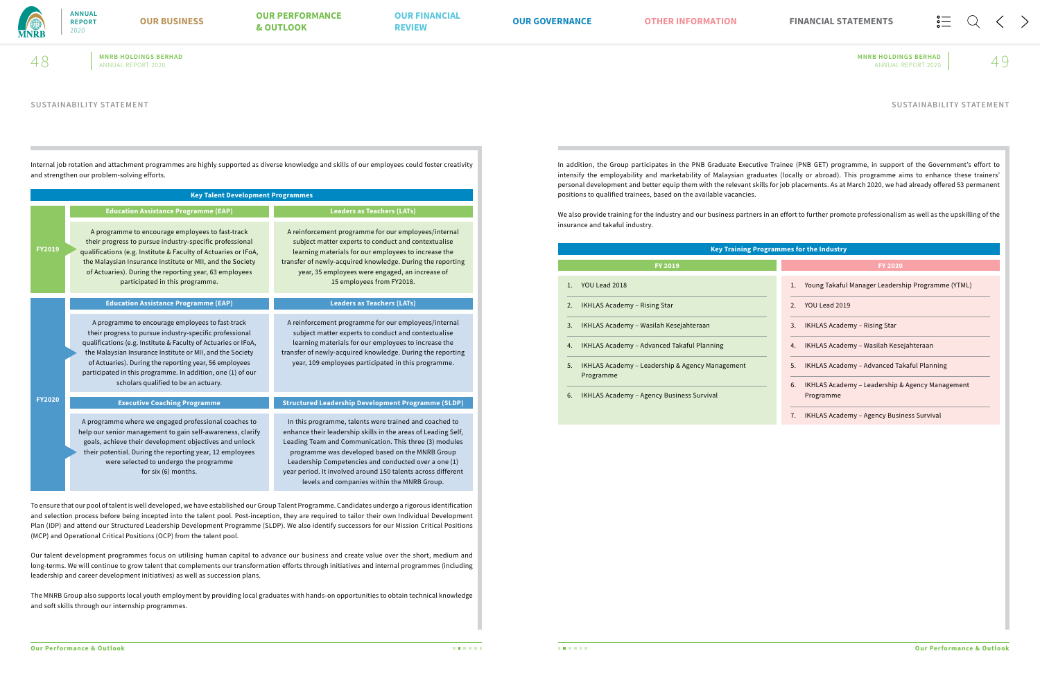SUSTAINABILITY STATEMENT

Internal job rotation and attachment programmes are highly supported as diverse knowledge and skills of our employees could foster creativity and strengthen our problem-solving efforts.

**Key Talent Development Programmes**

| | | |
|---|---|---|
| **FY2019** | **Education Assistance Programme (EAP)** | **Leaders as Teachers (LATs)** |
| | A programme to encourage employees to fast-track their progress to pursue industry-specific professional qualifications (e.g. Institute & Faculty of Actuaries or IFoA, the Malaysian Insurance Institute or MII, and the Society of Actuaries). During the reporting year, 63 employees participated in this programme. | A reinforcement programme for our employees/internal subject matter experts to conduct and contextualise learning materials for our employees to increase the transfer of newly-acquired knowledge. During the reporting year, 35 employees were engaged, an increase of 15 employees from FY2018. |
| **FY2020** | **Education Assistance Programme (EAP)** | **Leaders as Teachers (LATs)** |
| | A programme to encourage employees to fast-track their progress to pursue industry-specific professional qualifications (e.g. Institute & Faculty of Actuaries or IFoA, the Malaysian Insurance Institute or MII, and the Society of Actuaries). During the reporting year, 56 employees participated in this programme. In addition, one (1) of our scholars qualified to be an actuary. | A reinforcement programme for our employees/internal subject matter experts to conduct and contextualise learning materials for our employees to increase the transfer of newly-acquired knowledge. During the reporting year, 109 employees participated in this programme. |
| | **Executive Coaching Programme** | **Structured Leadership Development Programme (SLDP)** |
| | A programme where we engaged professional coaches to help our senior management to gain self-awareness, clarify goals, achieve their development objectives and unlock their potential. During the reporting year, 12 employees were selected to undergo the programme for six (6) months. | In this programme, talents were trained and coached to enhance their leadership skills in the areas of Leading Self, Leading Team and Communication. This three (3) modules programme was developed based on the MNRB Group Leadership Competencies and conducted over a one (1) year period. It involved around 150 talents across different levels and companies within the MNRB Group. |

To ensure that our pool of talent is well developed, we have established our Group Talent Programme. Candidates undergo a rigorous identification and selection process before being incepted into the talent pool. Post-inception, they are required to tailor their own Individual Development Plan (IDP) and attend our Structured Leadership Development Programme (SLDP). We also identify successors for our Mission Critical Positions (MCP) and Operational Critical Positions (OCP) from the talent pool.

Our talent development programmes focus on utilising human capital to advance our business and create value over the short, medium and long-terms. We will continue to grow talent that complements our transformation efforts through initiatives and internal programmes (including leadership and career development initiatives) as well as succession plans.

The MNRB Group also supports local youth employment by providing local graduates with hands-on opportunities to obtain technical knowledge and soft skills through our internship programmes.

In addition, the Group participates in the PNB Graduate Executive Trainee (PNB GET) programme, in support of the Government's effort to intensify the employability and marketability of Malaysian graduates (locally or abroad). This programme aims to enhance these trainees' personal development and better equip them with the relevant skills for job placements. As at March 2020, we had already offered 53 permanent positions to qualified trainees, based on the available vacancies.

We also provide training for the industry and our business partners in an effort to further promote professionalism as well as the upskilling of the insurance and takaful industry.

**Key Training Programmes for the Industry**

| FY 2019 | FY 2020 |
|---|---|
| 1. YOU Lead 2018 | 1. Young Takaful Manager Leadership Programme (YTML) |
| 2. IKHLAS Academy – Rising Star | 2. YOU Lead 2019 |
| 3. IKHLAS Academy – Wasilah Kesejahteraan | 3. IKHLAS Academy – Rising Star |
| 4. IKHLAS Academy – Advanced Takaful Planning | 4. IKHLAS Academy – Wasilah Kesejahteraan |
| 5. IKHLAS Academy – Leadership & Agency Management Programme | 5. IKHLAS Academy – Advanced Takaful Planning |
| 6. IKHLAS Academy – Agency Business Survival | 6. IKHLAS Academy – Leadership & Agency Management Programme |
| | 7. IKHLAS Academy – Agency Business Survival |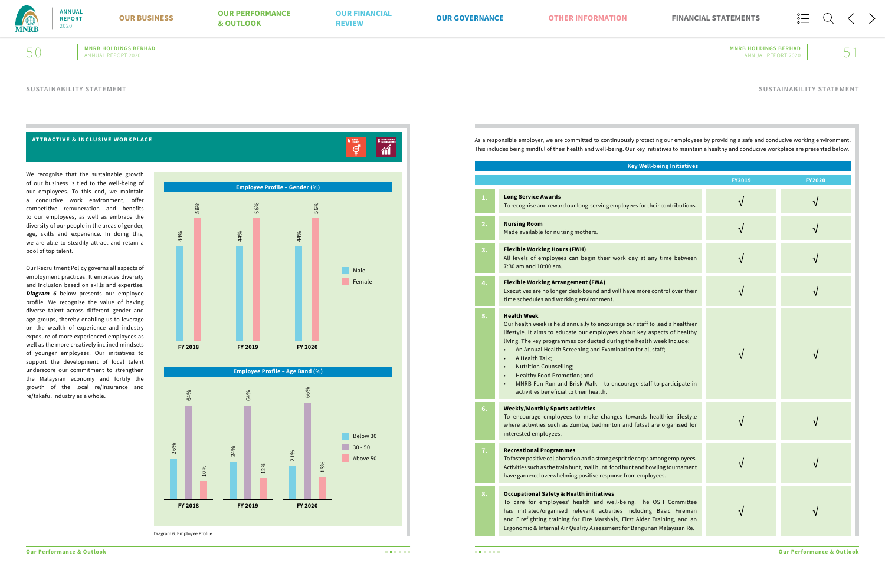SUSTAINABILITY STATEMENT

## ATTRACTIVE & INCLUSIVE WORKPLACE

We recognise that the sustainable growth of our business is tied to the well-being of our employees. To this end, we maintain a conducive work environment, offer competitive remuneration and benefits to our employees, as well as embrace the diversity of our people in the areas of gender, age, skills and experience. In doing this, we are able to steadily attract and retain a pool of top talent.

Our Recruitment Policy governs all aspects of employment practices. It embraces diversity and inclusion based on skills and expertise. ***Diagram 6*** below presents our employee profile. We recognise the value of having diverse talent across different gender and age groups, thereby enabling us to leverage on the wealth of experience and industry exposure of more experienced employees as well as the more creatively inclined mindsets of younger employees. Our initiatives to support the development of local talent underscore our commitment to strengthen the Malaysian economy and fortify the growth of the local re/insurance and re/takaful industry as a whole.

**Employee Profile – Gender (%)**

| | FY 2018 | FY 2019 | FY 2020 |
|---|---|---|---|
| Male | 44% | 44% | 44% |
| Female | 56% | 56% | 56% |

**Employee Profile – Age Band (%)**

| | FY 2018 | FY 2019 | FY 2020 |
|---|---|---|---|
| Below 30 | 26% | 24% | 21% |
| 30 - 50 | 64% | 64% | 66% |
| Above 50 | 10% | 12% | 13% |

Diagram 6: Employee Profile

As a responsible employer, we are committed to continuously protecting our employees by providing a safe and conducive working environment. This includes being mindful of their health and well-being. Our key initiatives to maintain a healthy and conducive workplace are presented below.

**Key Well-being Initiatives**

| | Initiative | FY2019 | FY2020 |
|---|---|---|---|
| 1. | **Long Service Awards**<br>To recognise and reward our long-serving employees for their contributions. | √ | √ |
| 2. | **Nursing Room**<br>Made available for nursing mothers. | √ | √ |
| 3. | **Flexible Working Hours (FWH)**<br>All levels of employees can begin their work day at any time between 7:30 am and 10:00 am. | √ | √ |
| 4. | **Flexible Working Arrangement (FWA)**<br>Executives are no longer desk-bound and will have more control over their time schedules and working environment. | √ | √ |
| 5. | **Health Week**<br>Our health week is held annually to encourage our staff to lead a healthier lifestyle. It aims to educate our employees about key aspects of healthy living. The key programmes conducted during the health week include:<br>• An Annual Health Screening and Examination for all staff;<br>• A Health Talk;<br>• Nutrition Counselling;<br>• Healthy Food Promotion; and<br>• MNRB Fun Run and Brisk Walk – to encourage staff to participate in activities beneficial to their health. | √ | √ |
| 6. | **Weekly/Monthly Sports activities**<br>To encourage employees to make changes towards healthier lifestyle where activities such as Zumba, badminton and futsal are organised for interested employees. | √ | √ |
| 7. | **Recreational Programmes**<br>To foster positive collaboration and a strong esprit de corps among employees. Activities such as the train hunt, mall hunt, food hunt and bowling tournament have garnered overwhelming positive response from employees. | √ | √ |
| 8. | **Occupational Safety & Health initiatives**<br>To care for employees' health and well-being. The OSH Committee has initiated/organised relevant activities including Basic Fireman and Firefighting training for Fire Marshals, First Aider Training, and an Ergonomic & Internal Air Quality Assessment for Bangunan Malaysian Re. | √ | √ |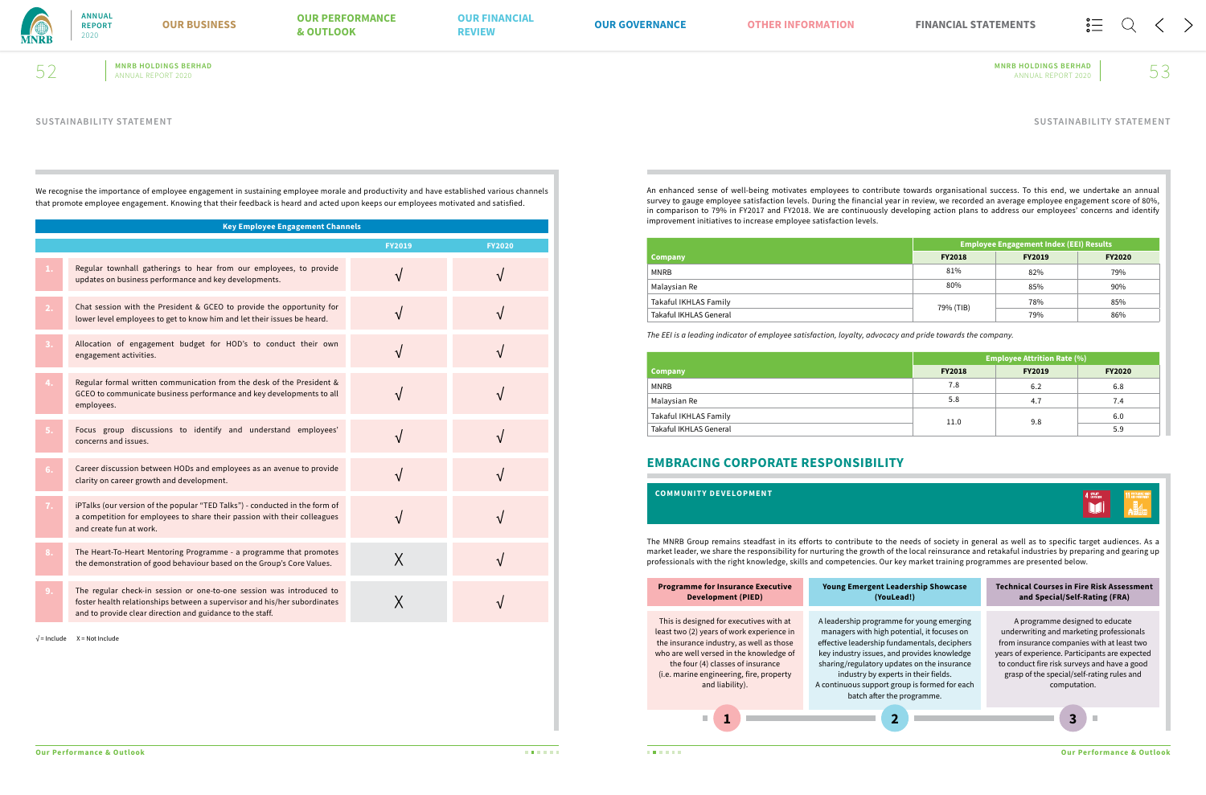SUSTAINABILITY STATEMENT

We recognise the importance of employee engagement in sustaining employee morale and productivity and have established various channels that promote employee engagement. Knowing that their feedback is heard and acted upon keeps our employees motivated and satisfied.

| Key Employee Engagement Channels | | FY2019 | FY2020 |
|---|---|---|---|
| 1. | Regular townhall gatherings to hear from our employees, to provide updates on business performance and key developments. | √ | √ |
| 2. | Chat session with the President & GCEO to provide the opportunity for lower level employees to get to know him and let their issues be heard. | √ | √ |
| 3. | Allocation of engagement budget for HOD's to conduct their own engagement activities. | √ | √ |
| 4. | Regular formal written communication from the desk of the President & GCEO to communicate business performance and key developments to all employees. | √ | √ |
| 5. | Focus group discussions to identify and understand employees' concerns and issues. | √ | √ |
| 6. | Career discussion between HODs and employees as an avenue to provide clarity on career growth and development. | √ | √ |
| 7. | iPTalks (our version of the popular "TED Talks") - conducted in the form of a competition for employees to share their passion with their colleagues and create fun at work. | √ | √ |
| 8. | The Heart-To-Heart Mentoring Programme - a programme that promotes the demonstration of good behaviour based on the Group's Core Values. | X | √ |
| 9. | The regular check-in session or one-to-one session was introduced to foster health relationships between a supervisor and his/her subordinates and to provide clear direction and guidance to the staff. | X | √ |

√ = Include X = Not Include

An enhanced sense of well-being motivates employees to contribute towards organisational success. To this end, we undertake an annual survey to gauge employee satisfaction levels. During the financial year in review, we recorded an average employee engagement score of 80%, in comparison to 79% in FY2017 and FY2018. We are continuously developing action plans to address our employees' concerns and identify improvement initiatives to increase employee satisfaction levels.

| Company | Employee Engagement Index (EEI) Results | | |
|---|---|---|---|
| | FY2018 | FY2019 | FY2020 |
| MNRB | 81% | 82% | 79% |
| Malaysian Re | 80% | 85% | 90% |
| Takaful IKHLAS Family | 79% (TIB) | 78% | 85% |
| Takaful IKHLAS General | | 79% | 86% |

*The EEI is a leading indicator of employee satisfaction, loyalty, advocacy and pride towards the company.*

| Company | Employee Attrition Rate (%) | | |
|---|---|---|---|
| | FY2018 | FY2019 | FY2020 |
| MNRB | 7.8 | 6.2 | 6.8 |
| Malaysian Re | 5.8 | 4.7 | 7.4 |
| Takaful IKHLAS Family | 11.0 | 9.8 | 6.0 |
| Takaful IKHLAS General | | | 5.9 |

## EMBRACING CORPORATE RESPONSIBILITY

### COMMUNITY DEVELOPMENT

The MNRB Group remains steadfast in its efforts to contribute to the needs of society in general as well as to specific target audiences. As a market leader, we share the responsibility for nurturing the growth of the local reinsurance and retakaful industries by preparing and gearing up professionals with the right knowledge, skills and competencies. Our key market training programmes are presented below.

**1. Programme for Insurance Executive Development (PIED)**

This is designed for executives with at least two (2) years of work experience in the insurance industry, as well as those who are well versed in the knowledge of the four (4) classes of insurance (i.e. marine engineering, fire, property and liability).

**2. Young Emergent Leadership Showcase (YouLead!)**

A leadership programme for young emerging managers with high potential, it focuses on effective leadership fundamentals, deciphers key industry issues, and provides knowledge sharing/regulatory updates on the insurance industry by experts in their fields. A continuous support group is formed for each batch after the programme.

**3. Technical Courses in Fire Risk Assessment and Special/Self-Rating (FRA)**

A programme designed to educate underwriting and marketing professionals from insurance companies with at least two years of experience. Participants are expected to conduct fire risk surveys and have a good grasp of the special/self-rating rules and computation.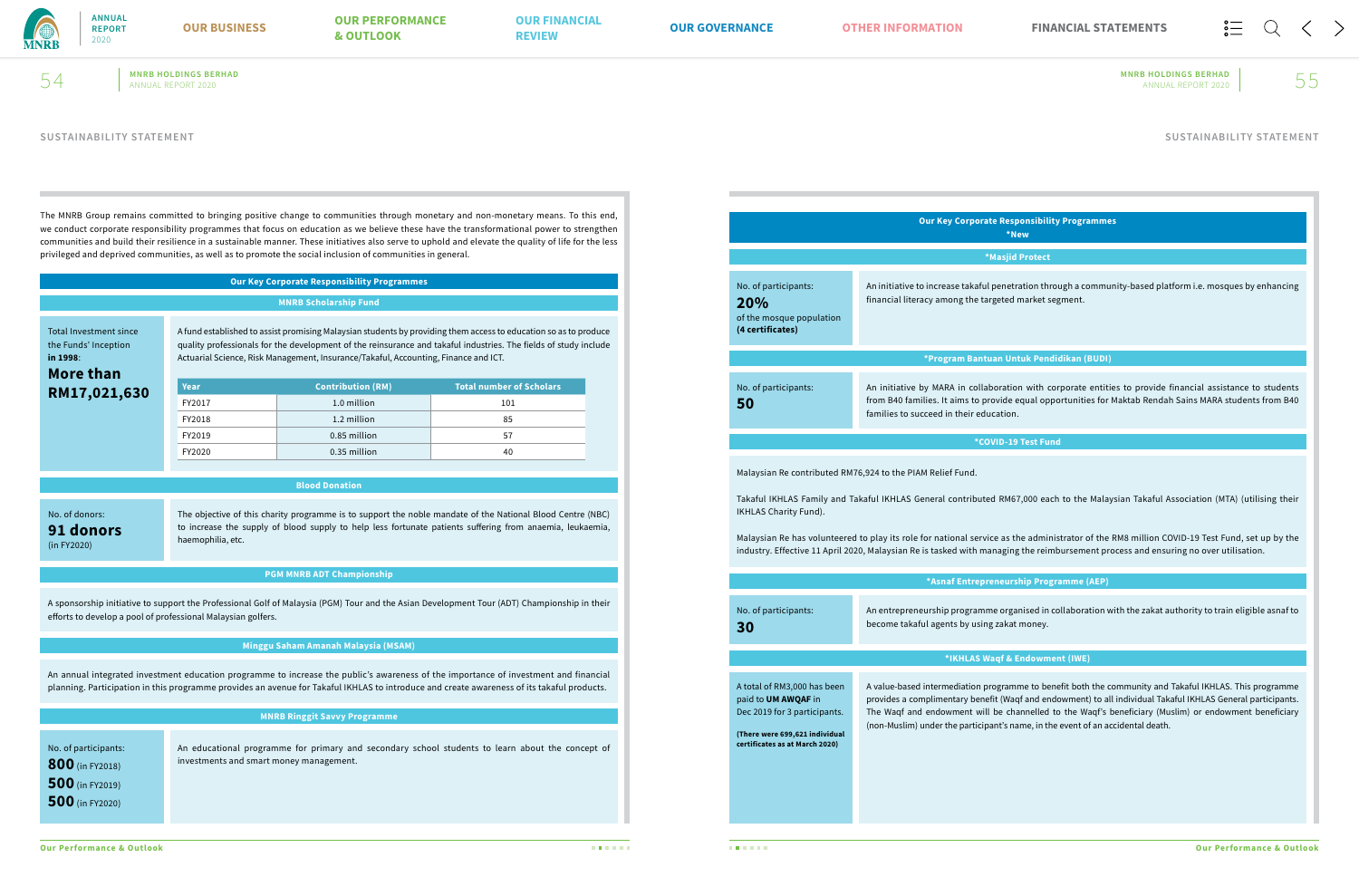SUSTAINABILITY STATEMENT

The MNRB Group remains committed to bringing positive change to communities through monetary and non-monetary means. To this end, we conduct corporate responsibility programmes that focus on education as we believe these have the transformational power to strengthen communities and build their resilience in a sustainable manner. These initiatives also serve to uphold and elevate the quality of life for the less privileged and deprived communities, as well as to promote the social inclusion of communities in general.

## Our Key Corporate Responsibility Programmes

### MNRB Scholarship Fund

Total Investment since the Funds' Inception **in 1998**:

**More than RM17,021,630**

A fund established to assist promising Malaysian students by providing them access to education so as to produce quality professionals for the development of the reinsurance and takaful industries. The fields of study include Actuarial Science, Risk Management, Insurance/Takaful, Accounting, Finance and ICT.

| Year | Contribution (RM) | Total number of Scholars |
|---|---|---|
| FY2017 | 1.0 million | 101 |
| FY2018 | 1.2 million | 85 |
| FY2019 | 0.85 million | 57 |
| FY2020 | 0.35 million | 40 |

### Blood Donation

No. of donors:

**91 donors**

(in FY2020)

The objective of this charity programme is to support the noble mandate of the National Blood Centre (NBC) to increase the supply of blood supply to help less fortunate patients suffering from anaemia, leukaemia, haemophilia, etc.

### PGM MNRB ADT Championship

A sponsorship initiative to support the Professional Golf of Malaysia (PGM) Tour and the Asian Development Tour (ADT) Championship in their efforts to develop a pool of professional Malaysian golfers.

### Minggu Saham Amanah Malaysia (MSAM)

An annual integrated investment education programme to increase the public's awareness of the importance of investment and financial planning. Participation in this programme provides an avenue for Takaful IKHLAS to introduce and create awareness of its takaful products.

### MNRB Ringgit Savvy Programme

No. of participants:

**800** (in FY2018)
**500** (in FY2019)
**500** (in FY2020)

An educational programme for primary and secondary school students to learn about the concept of investments and smart money management.

## Our Key Corporate Responsibility Programmes

*New

### *Masjid Protect

No. of participants:

**20%**

of the mosque population **(4 certificates)**

An initiative to increase takaful penetration through a community-based platform i.e. mosques by enhancing financial literacy among the targeted market segment.

### *Program Bantuan Untuk Pendidikan (BUDI)

No. of participants:

**50**

An initiative by MARA in collaboration with corporate entities to provide financial assistance to students from B40 families. It aims to provide equal opportunities for Maktab Rendah Sains MARA students from B40 families to succeed in their education.

### *COVID-19 Test Fund

Malaysian Re contributed RM76,924 to the PIAM Relief Fund.

Takaful IKHLAS Family and Takaful IKHLAS General contributed RM67,000 each to the Malaysian Takaful Association (MTA) (utilising their IKHLAS Charity Fund).

Malaysian Re has volunteered to play its role for national service as the administrator of the RM8 million COVID-19 Test Fund, set up by the industry. Effective 11 April 2020, Malaysian Re is tasked with managing the reimbursement process and ensuring no over utilisation.

### *Asnaf Entrepreneurship Programme (AEP)

No. of participants:

**30**

An entrepreneurship programme organised in collaboration with the zakat authority to train eligible asnaf to become takaful agents by using zakat money.

### *IKHLAS Waqf & Endowment (IWE)

A total of RM3,000 has been paid to **UM AWQAF** in Dec 2019 for 3 participants.

**(There were 699,621 individual certificates as at March 2020)**

A value-based intermediation programme to benefit both the community and Takaful IKHLAS. This programme provides a complimentary benefit (Waqf and endowment) to all individual Takaful IKHLAS General participants. The Waqf and endowment will be channelled to the Waqf's beneficiary (Muslim) or endowment beneficiary (non-Muslim) under the participant's name, in the event of an accidental death.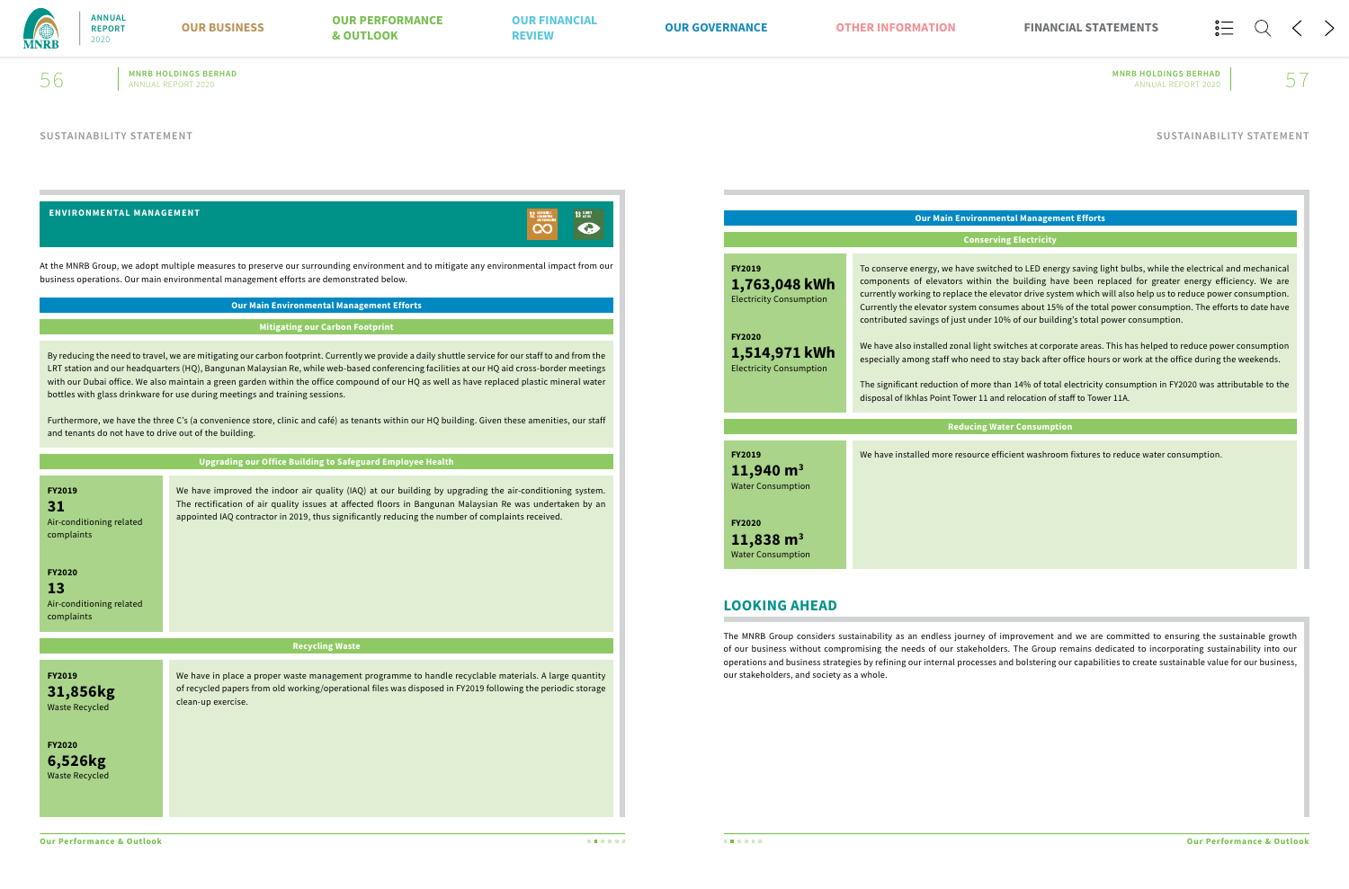SUSTAINABILITY STATEMENT

## ENVIRONMENTAL MANAGEMENT

At the MNRB Group, we adopt multiple measures to preserve our surrounding environment and to mitigate any environmental impact from our business operations. Our main environmental management efforts are demonstrated below.

### Our Main Environmental Management Efforts

#### Mitigating our Carbon Footprint

By reducing the need to travel, we are mitigating our carbon footprint. Currently we provide a daily shuttle service for our staff to and from the LRT station and our headquarters (HQ), Bangunan Malaysian Re, while web-based conferencing facilities at our HQ aid cross-border meetings with our Dubai office. We also maintain a green garden within the office compound of our HQ as well as have replaced plastic mineral water bottles with glass drinkware for use during meetings and training sessions.

Furthermore, we have the three C's (a convenience store, clinic and café) as tenants within our HQ building. Given these amenities, our staff and tenants do not have to drive out of the building.

#### Upgrading our Office Building to Safeguard Employee Health

**FY2019**
**31**
Air-conditioning related complaints

**FY2020**
**13**
Air-conditioning related complaints

We have improved the indoor air quality (IAQ) at our building by upgrading the air-conditioning system. The rectification of air quality issues at affected floors in Bangunan Malaysian Re was undertaken by an appointed IAQ contractor in 2019, thus significantly reducing the number of complaints received.

#### Recycling Waste

**FY2019**
**31,856kg**
Waste Recycled

**FY2020**
**6,526kg**
Waste Recycled

We have in place a proper waste management programme to handle recyclable materials. A large quantity of recycled papers from old working/operational files was disposed in FY2019 following the periodic storage clean-up exercise.

### Our Main Environmental Management Efforts

#### Conserving Electricity

**FY2019**
**1,763,048 kWh**
Electricity Consumption

**FY2020**
**1,514,971 kWh**
Electricity Consumption

To conserve energy, we have switched to LED energy saving light bulbs, while the electrical and mechanical components of elevators within the building have been replaced for greater energy efficiency. We are currently working to replace the elevator drive system which will also help us to reduce power consumption. Currently the elevator system consumes about 15% of the total power consumption. The efforts to date have contributed savings of just under 10% of our building's total power consumption.

We have also installed zonal light switches at corporate areas. This has helped to reduce power consumption especially among staff who need to stay back after office hours or work at the office during the weekends.

The significant reduction of more than 14% of total electricity consumption in FY2020 was attributable to the disposal of Ikhlas Point Tower 11 and relocation of staff to Tower 11A.

#### Reducing Water Consumption

**FY2019**
**11,940 m³**
Water Consumption

**FY2020**
**11,838 m³**
Water Consumption

We have installed more resource efficient washroom fixtures to reduce water consumption.

## LOOKING AHEAD

The MNRB Group considers sustainability as an endless journey of improvement and we are committed to ensuring the sustainable growth of our business without compromising the needs of our stakeholders. The Group remains dedicated to incorporating sustainability into our operations and business strategies by refining our internal processes and bolstering our capabilities to create sustainable value for our business, our stakeholders, and society as a whole.